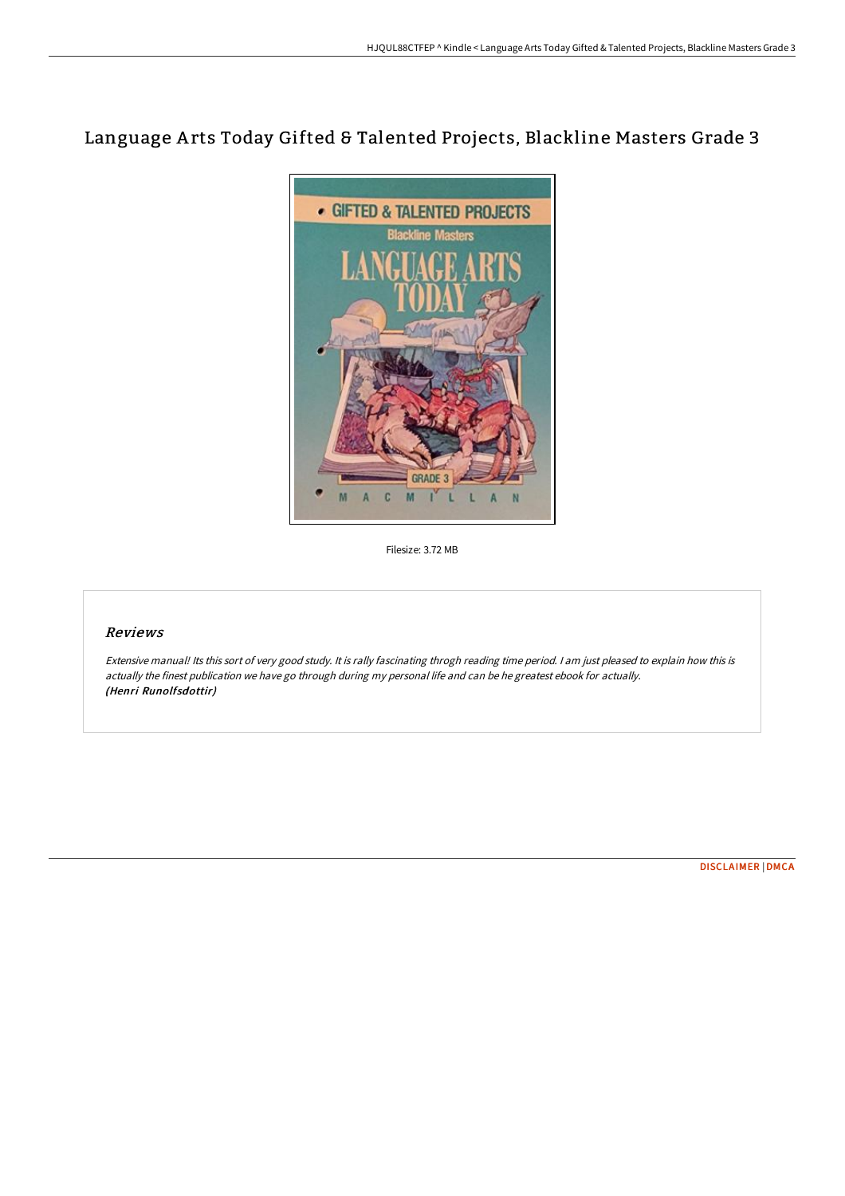# Language Arts Today Gifted & Talented Projects, Blackline Masters Grade 3

Filesize: 3.72 MB

## Reviews

*Extensive manual! Its this sort of very good study. It is rally fascinating throgh reading time period. I am just pleased to explain how this is actually the finest publication we have go through during my personal life and can be he greatest ebook for actually.*
***(Henri Runolfsdottir)***

DISCLAIMER | DMCA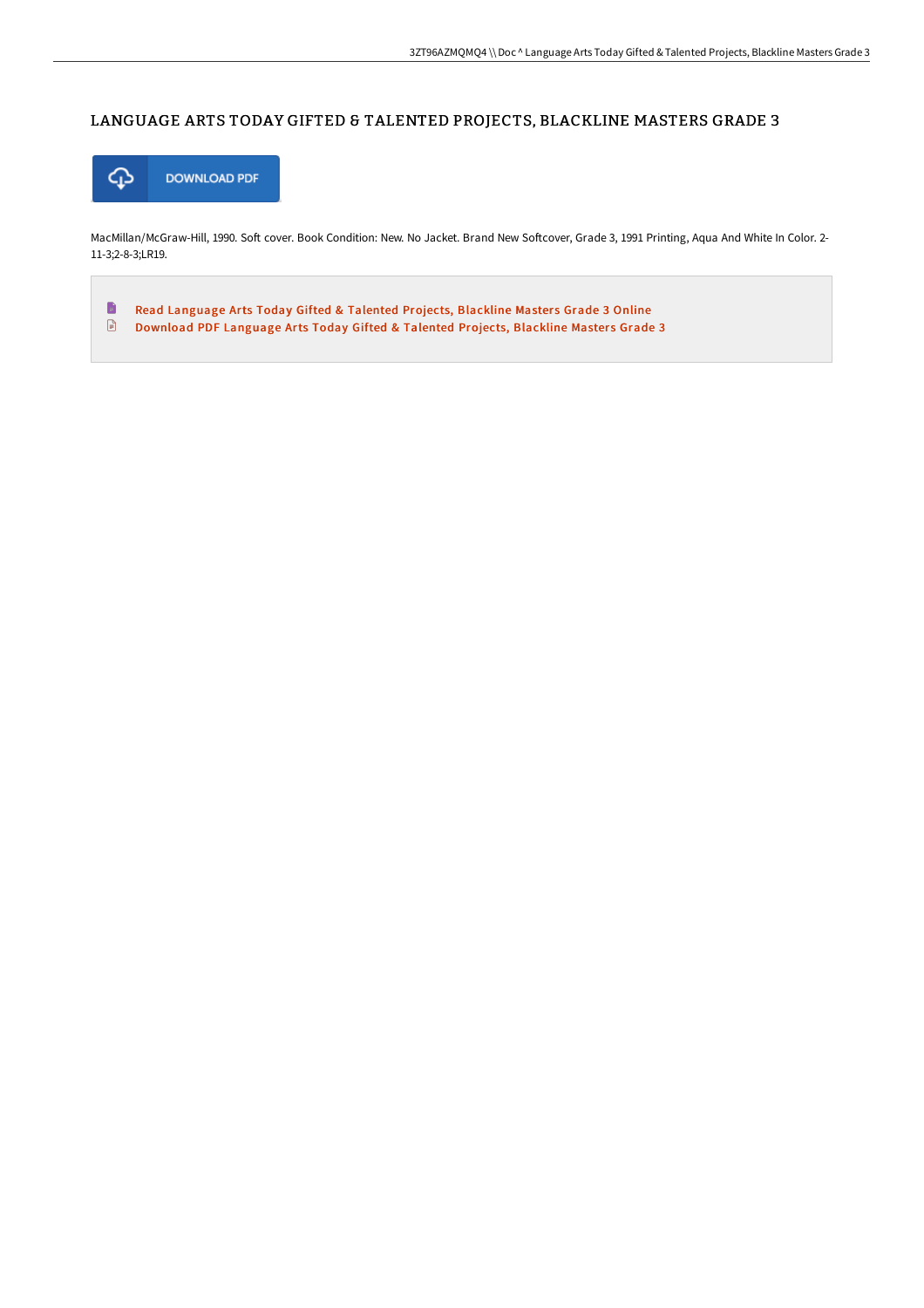# LANGUAGE ARTS TODAY GIFTED & TALENTED PROJECTS, BLACKLINE MASTERS GRADE 3

DOWNLOAD PDF

MacMillan/McGraw-Hill, 1990. Soft cover. Book Condition: New. No Jacket. Brand New Softcover, Grade 3, 1991 Printing, Aqua And White In Color. 2-11-3;2-8-3;LR19.

- Read Language Arts Today Gifted & Talented Projects, Blackline Masters Grade 3 Online
- Download PDF Language Arts Today Gifted & Talented Projects, Blackline Masters Grade 3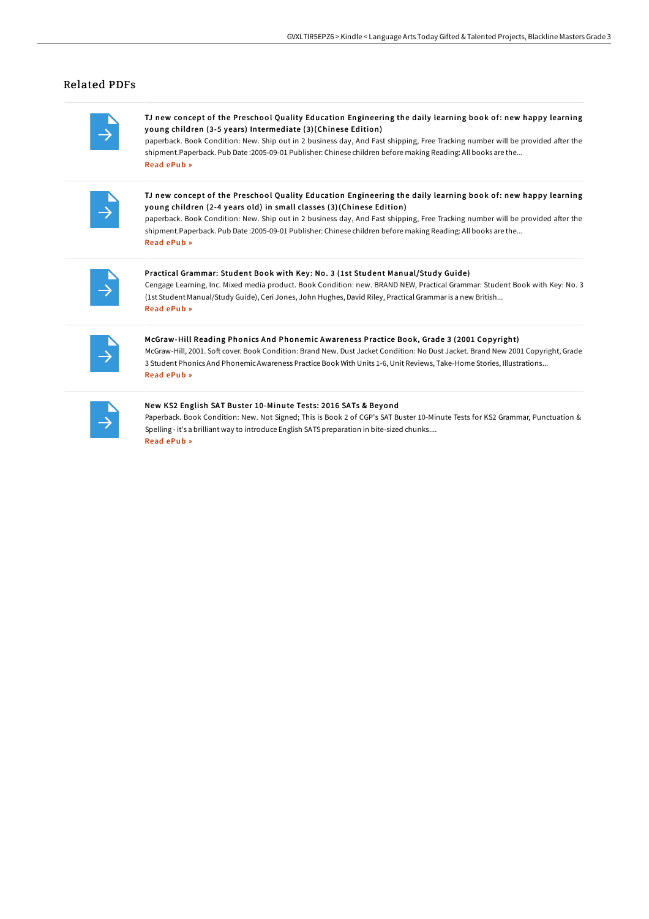## Related PDFs

**TJ new concept of the Preschool Quality Education Engineering the daily learning book of: new happy learning young children (3-5 years) Intermediate (3)(Chinese Edition)**

paperback. Book Condition: New. Ship out in 2 business day, And Fast shipping, Free Tracking number will be provided after the shipment.Paperback. Pub Date :2005-09-01 Publisher: Chinese children before making Reading: All books are the...

Read ePub »

**TJ new concept of the Preschool Quality Education Engineering the daily learning book of: new happy learning young children (2-4 years old) in small classes (3)(Chinese Edition)**

paperback. Book Condition: New. Ship out in 2 business day, And Fast shipping, Free Tracking number will be provided after the shipment.Paperback. Pub Date :2005-09-01 Publisher: Chinese children before making Reading: All books are the...

Read ePub »

**Practical Grammar: Student Book with Key: No. 3 (1st Student Manual/Study Guide)**

Cengage Learning, Inc. Mixed media product. Book Condition: new. BRAND NEW, Practical Grammar: Student Book with Key: No. 3 (1st Student Manual/Study Guide), Ceri Jones, John Hughes, David Riley, Practical Grammar is a new British...

Read ePub »

**McGraw-Hill Reading Phonics And Phonemic Awareness Practice Book, Grade 3 (2001 Copyright)**

McGraw-Hill, 2001. Soft cover. Book Condition: Brand New. Dust Jacket Condition: No Dust Jacket. Brand New 2001 Copyright, Grade 3 Student Phonics And Phonemic Awareness Practice Book With Units 1-6, Unit Reviews, Take-Home Stories, Illustrations...

Read ePub »

**New KS2 English SAT Buster 10-Minute Tests: 2016 SATs & Beyond**

Paperback. Book Condition: New. Not Signed; This is Book 2 of CGP's SAT Buster 10-Minute Tests for KS2 Grammar, Punctuation & Spelling - it's a brilliant way to introduce English SATS preparation in bite-sized chunks....

Read ePub »